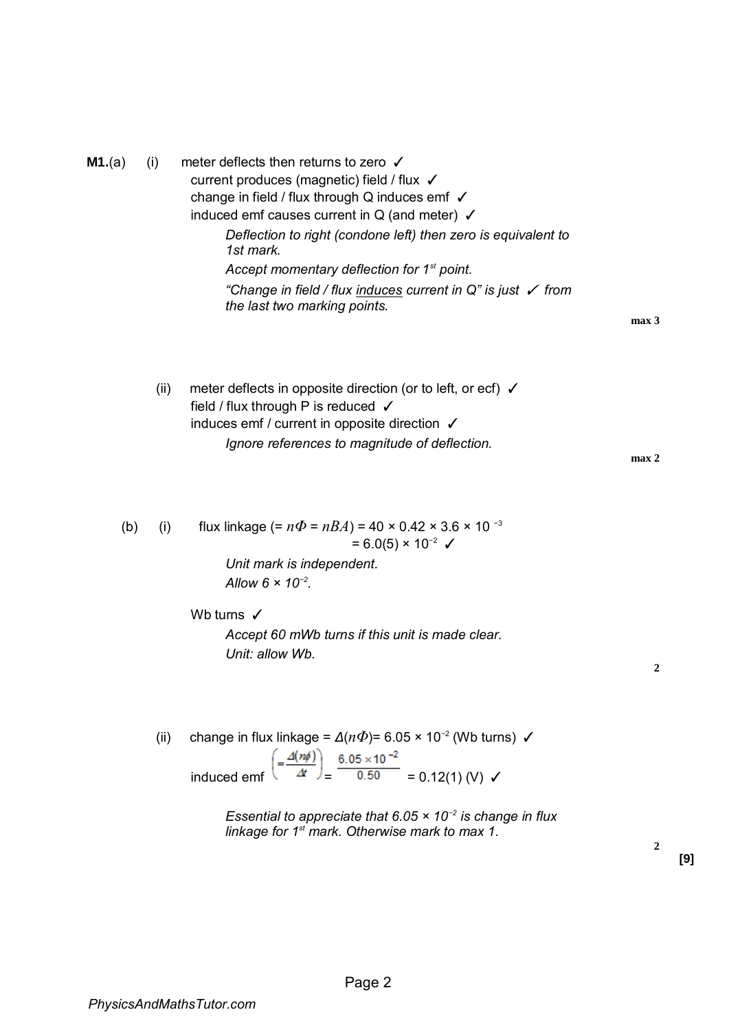**M1.**(a) (i) meter deflects then returns to zero ✓

current produces (magnetic) field / flux ✓

change in field / flux through Q induces emf ✓

induced emf causes current in Q (and meter) ✓

*Deflection to right (condone left) then zero is equivalent to 1st mark.*

*Accept momentary deflection for 1st point.*

*"Change in field / flux induces current in Q" is just ✓ from the last two marking points.*

**max 3**

(ii) meter deflects in opposite direction (or to left, or ecf) ✓

field / flux through P is reduced ✓

induces emf / current in opposite direction ✓

*Ignore references to magnitude of deflection.*

**max 2**

(b) (i) flux linkage ($= n\Phi = nBA$) $= 40 \times 0.42 \times 3.6 \times 10^{-3}$

$= 6.0(5) \times 10^{-2}$ ✓

*Unit mark is independent.*

*Allow $6 \times 10^{-2}$.*

Wb turns ✓

*Accept 60 mWb turns if this unit is made clear.*

*Unit: allow Wb.*

**2**

(ii) change in flux linkage $= \Delta(n\Phi) = 6.05 \times 10^{-2}$ (Wb turns) ✓

induced emf $\left(= \dfrac{\Delta(n\phi)}{\Delta t}\right) = \dfrac{6.05 \times 10^{-2}}{0.50} = 0.12(1)$ (V) ✓

*Essential to appreciate that $6.05 \times 10^{-2}$ is change in flux linkage for 1st mark. Otherwise mark to max 1.*

**2**

**[9]**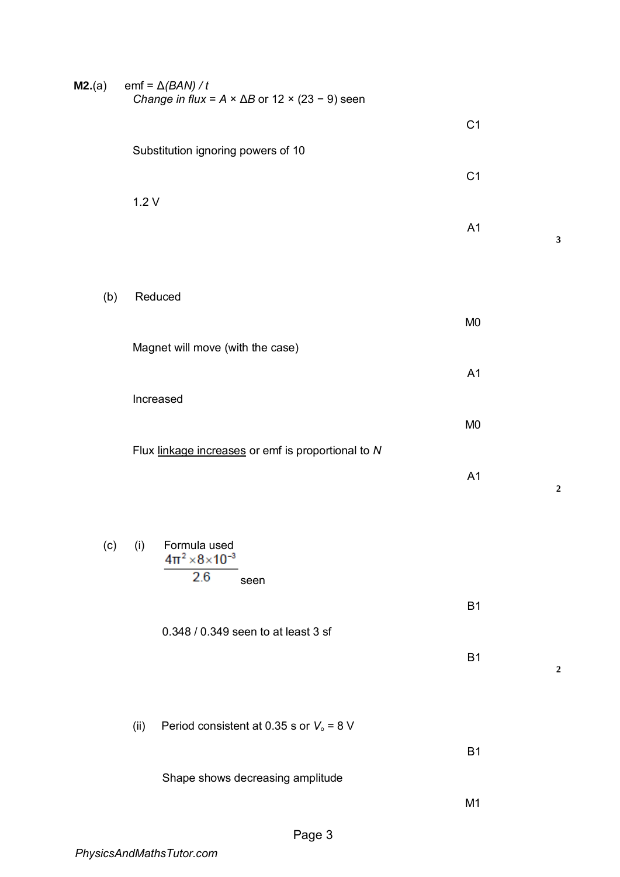**M2.**(a) emf = $\Delta(BAN) / t$

*Change in flux* = $A \times \Delta B$ or $12 \times (23 - 9)$ seen

C1

Substitution ignoring powers of 10

C1

1.2 V

A1

**3**

(b) Reduced

M0

Magnet will move (with the case)

A1

Increased

M0

Flux <u>linkage increases</u> or emf is proportional to $N$

A1

**2**

(c) (i) Formula used

$\frac{4\pi^2 \times 8 \times 10^{-3}}{2.6}$ seen

B1

0.348 / 0.349 seen to at least 3 sf

B1

**2**

(ii) Period consistent at 0.35 s or $V_o$ = 8 V

B1

Shape shows decreasing amplitude

M1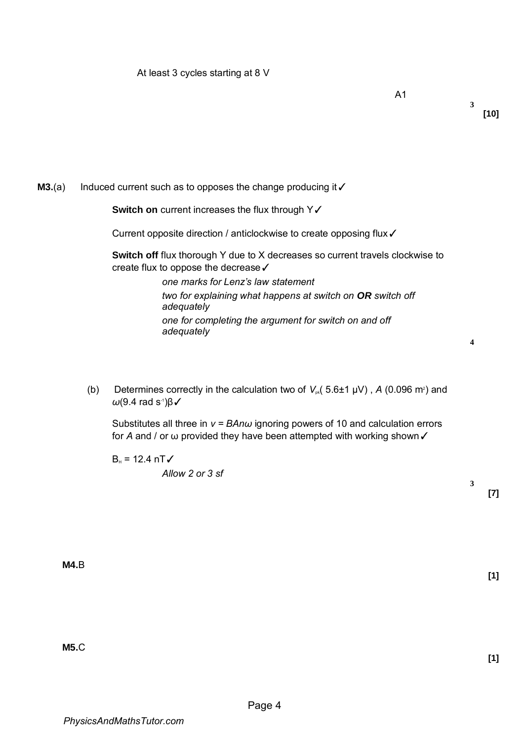At least 3 cycles starting at 8 V

A1

3

[10]

**M3.**(a) Induced current such as to opposes the change producing it ✓

**Switch on** current increases the flux through Y ✓

Current opposite direction / anticlockwise to create opposing flux ✓

**Switch off** flux thorough Y due to X decreases so current travels clockwise to create flux to oppose the decrease ✓

*one marks for Lenz's law statement*

*two for explaining what happens at switch on* ***OR*** *switch off adequately*

*one for completing the argument for switch on and off adequately*

4

(b) Determines correctly in the calculation two of $V_{pk}$( 5.6±1 μV) , $A$ (0.096 m$^2$) and $\omega$(9.4 rad s$^{-1}$)β ✓

Substitutes all three in $v = BAn\omega$ ignoring powers of 10 and calculation errors for $A$ and / or ω provided they have been attempted with working shown ✓

$B_H$ = 12.4 nT ✓

*Allow 2 or 3 sf*

3

[7]

**M4.**B

[1]

**M5.**C

[1]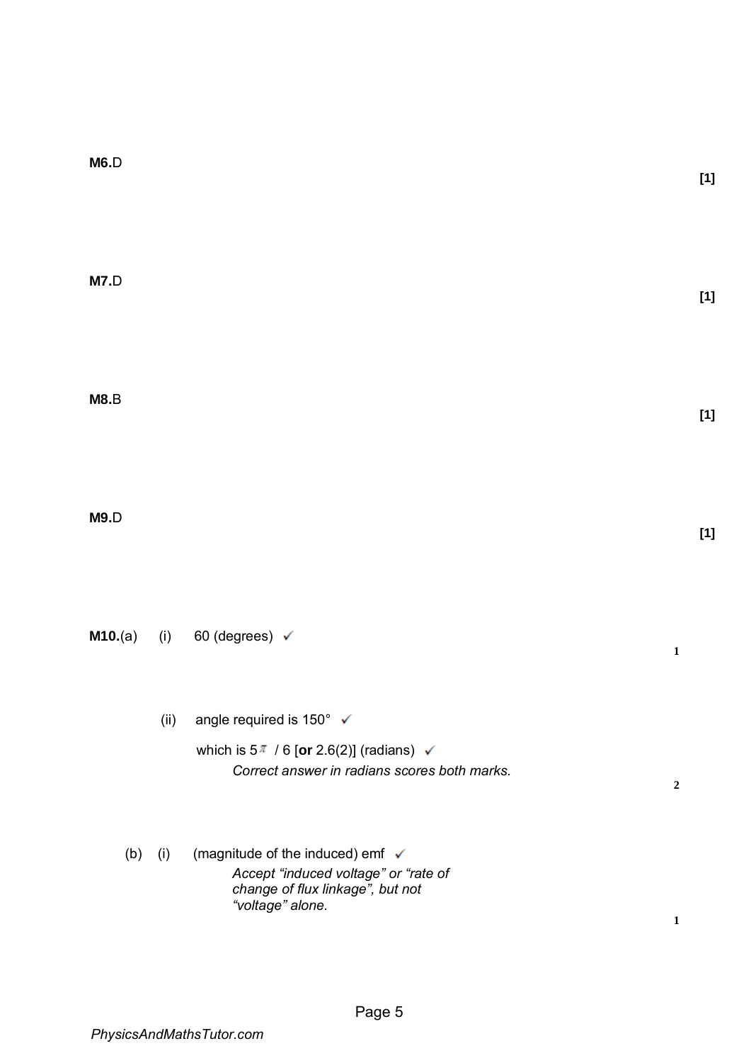**M6.** D

**[1]**

**M7.** D

**[1]**

**M8.** B

**[1]**

**M9.** D

**[1]**

**M10.** (a) (i) 60 (degrees) ✓

1

(ii) angle required is 150° ✓

which is $5\pi / 6$ [**or** 2.6(2)] (radians) ✓

*Correct answer in radians scores both marks.*

2

(b) (i) (magnitude of the induced) emf ✓

*Accept "induced voltage" or "rate of change of flux linkage", but not "voltage" alone.*

1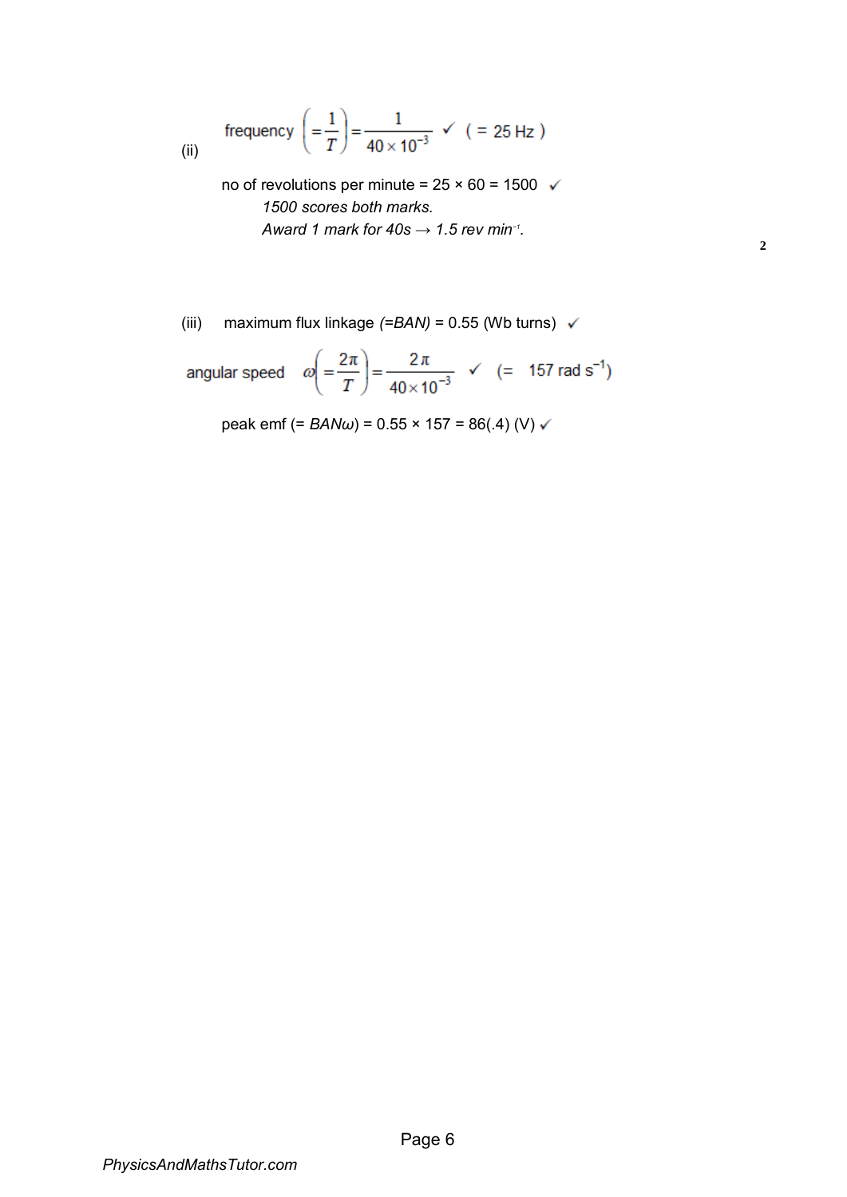(ii) frequency $\left(= \frac{1}{T}\right) = \frac{1}{40 \times 10^{-3}}$ ✓ ( = 25 Hz )

no of revolutions per minute = 25 × 60 = 1500 ✓

*1500 scores both marks.*

*Award 1 mark for 40s → 1.5 rev min⁻¹.*

**2**

(iii) maximum flux linkage *(=BAN)* = 0.55 (Wb turns) ✓

angular speed $\omega\left(= \frac{2\pi}{T}\right) = \frac{2\pi}{40 \times 10^{-3}}$ ✓ (= 157 rad $s^{-1}$)

peak emf (= $BAN\omega$) = 0.55 × 157 = 86(.4) (V) ✓

(ii) frequency $\left(= \frac{1}{T}\right) = \frac{1}{40 \times 10^{-3}}$ ✓ ( = 25 Hz )

no of revolutions per minute = 25 × 60 = 1500 ✓

*1500 scores both marks.*

*Award 1 mark for 40s → 1.5 rev $min^{-1}$.*

**2**

(iii) maximum flux linkage *(=BAN)* = 0.55 (Wb turns) ✓

angular speed $\omega\left(= \frac{2\pi}{T}\right) = \frac{2\pi}{40 \times 10^{-3}}$ ✓ (= 157 rad $s^{-1}$)

peak emf (= $BAN\omega$) = 0.55 × 157 = 86(.4) (V) ✓